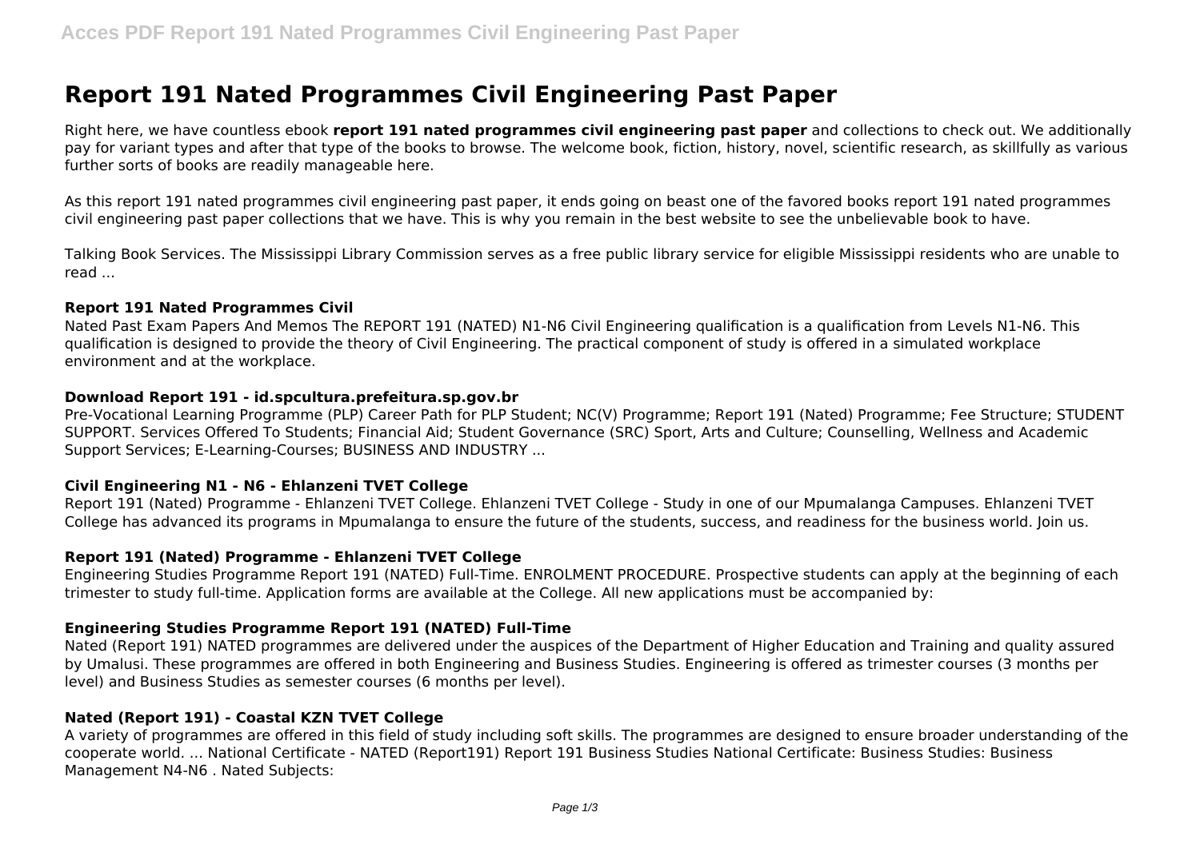# Report 191 Nated Programmes Civil Engineering Past Paper

Right here, we have countless ebook **report 191 nated programmes civil engineering past paper** and collections to check out. We additionally pay for variant types and after that type of the books to browse. The welcome book, fiction, history, novel, scientific research, as skillfully as various further sorts of books are readily manageable here.

As this report 191 nated programmes civil engineering past paper, it ends going on beast one of the favored books report 191 nated programmes civil engineering past paper collections that we have. This is why you remain in the best website to see the unbelievable book to have.

Talking Book Services. The Mississippi Library Commission serves as a free public library service for eligible Mississippi residents who are unable to read ...

### Report 191 Nated Programmes Civil

Nated Past Exam Papers And Memos The REPORT 191 (NATED) N1-N6 Civil Engineering qualification is a qualification from Levels N1-N6. This qualification is designed to provide the theory of Civil Engineering. The practical component of study is offered in a simulated workplace environment and at the workplace.

### Download Report 191 - id.spcultura.prefeitura.sp.gov.br

Pre-Vocational Learning Programme (PLP) Career Path for PLP Student; NC(V) Programme; Report 191 (Nated) Programme; Fee Structure; STUDENT SUPPORT. Services Offered To Students; Financial Aid; Student Governance (SRC) Sport, Arts and Culture; Counselling, Wellness and Academic Support Services; E-Learning-Courses; BUSINESS AND INDUSTRY ...

### Civil Engineering N1 - N6 - Ehlanzeni TVET College

Report 191 (Nated) Programme - Ehlanzeni TVET College. Ehlanzeni TVET College - Study in one of our Mpumalanga Campuses. Ehlanzeni TVET College has advanced its programs in Mpumalanga to ensure the future of the students, success, and readiness for the business world. Join us.

### Report 191 (Nated) Programme - Ehlanzeni TVET College

Engineering Studies Programme Report 191 (NATED) Full-Time. ENROLMENT PROCEDURE. Prospective students can apply at the beginning of each trimester to study full-time. Application forms are available at the College. All new applications must be accompanied by:

### Engineering Studies Programme Report 191 (NATED) Full-Time

Nated (Report 191) NATED programmes are delivered under the auspices of the Department of Higher Education and Training and quality assured by Umalusi. These programmes are offered in both Engineering and Business Studies. Engineering is offered as trimester courses (3 months per level) and Business Studies as semester courses (6 months per level).

### Nated (Report 191) - Coastal KZN TVET College

A variety of programmes are offered in this field of study including soft skills. The programmes are designed to ensure broader understanding of the cooperate world. ... National Certificate - NATED (Report191) Report 191 Business Studies National Certificate: Business Studies: Business Management N4-N6 . Nated Subjects: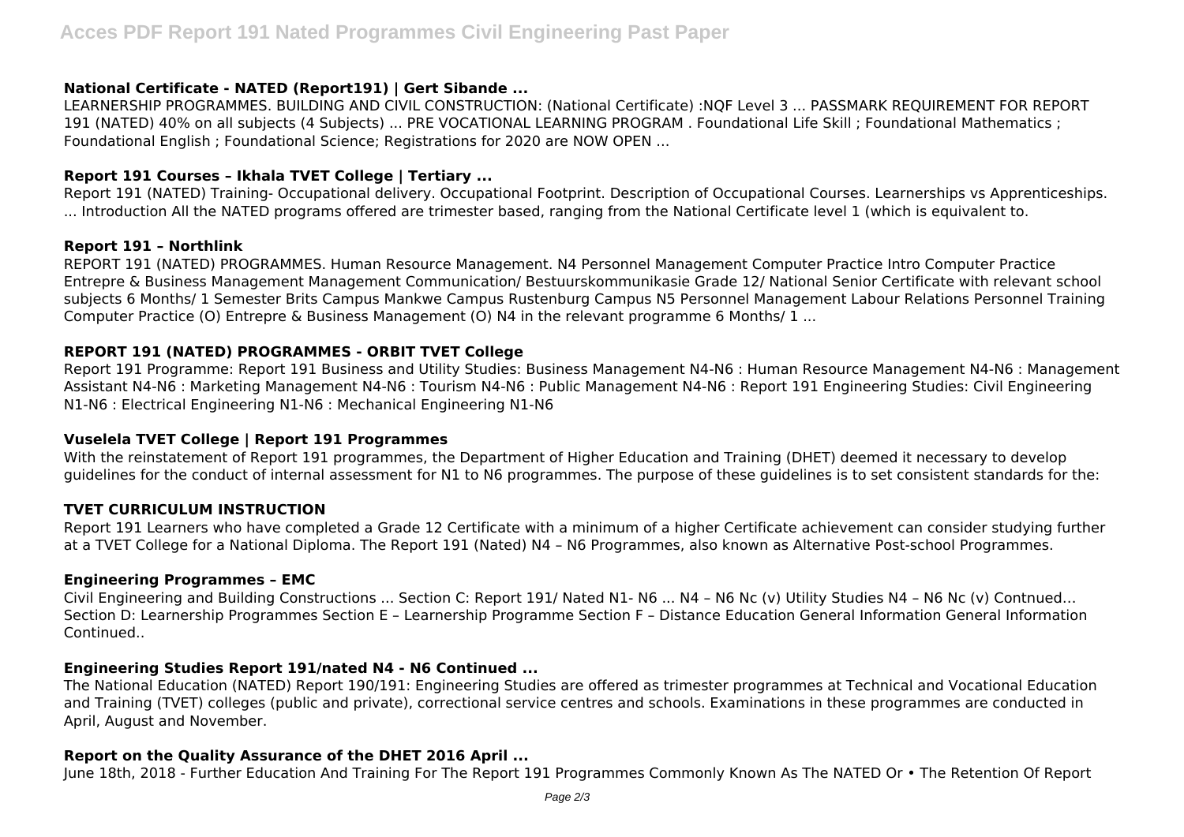### National Certificate - NATED (Report191) | Gert Sibande ...

LEARNERSHIP PROGRAMMES. BUILDING AND CIVIL CONSTRUCTION: (National Certificate) :NQF Level 3 ... PASSMARK REQUIREMENT FOR REPORT 191 (NATED) 40% on all subjects (4 Subjects) ... PRE VOCATIONAL LEARNING PROGRAM . Foundational Life Skill ; Foundational Mathematics ; Foundational English ; Foundational Science; Registrations for 2020 are NOW OPEN ...

### Report 191 Courses – Ikhala TVET College | Tertiary ...

Report 191 (NATED) Training- Occupational delivery. Occupational Footprint. Description of Occupational Courses. Learnerships vs Apprenticeships. ... Introduction All the NATED programs offered are trimester based, ranging from the National Certificate level 1 (which is equivalent to.

### Report 191 – Northlink

REPORT 191 (NATED) PROGRAMMES. Human Resource Management. N4 Personnel Management Computer Practice Intro Computer Practice Entrepre & Business Management Management Communication/ Bestuurskommunikasie Grade 12/ National Senior Certificate with relevant school subjects 6 Months/ 1 Semester Brits Campus Mankwe Campus Rustenburg Campus N5 Personnel Management Labour Relations Personnel Training Computer Practice (O) Entrepre & Business Management (O) N4 in the relevant programme 6 Months/ 1 ...

### REPORT 191 (NATED) PROGRAMMES - ORBIT TVET College

Report 191 Programme: Report 191 Business and Utility Studies: Business Management N4-N6 : Human Resource Management N4-N6 : Management Assistant N4-N6 : Marketing Management N4-N6 : Tourism N4-N6 : Public Management N4-N6 : Report 191 Engineering Studies: Civil Engineering N1-N6 : Electrical Engineering N1-N6 : Mechanical Engineering N1-N6

### Vuselela TVET College | Report 191 Programmes

With the reinstatement of Report 191 programmes, the Department of Higher Education and Training (DHET) deemed it necessary to develop guidelines for the conduct of internal assessment for N1 to N6 programmes. The purpose of these guidelines is to set consistent standards for the:

### TVET CURRICULUM INSTRUCTION

Report 191 Learners who have completed a Grade 12 Certificate with a minimum of a higher Certificate achievement can consider studying further at a TVET College for a National Diploma. The Report 191 (Nated) N4 – N6 Programmes, also known as Alternative Post-school Programmes.

### Engineering Programmes – EMC

Civil Engineering and Building Constructions ... Section C: Report 191/ Nated N1- N6 ... N4 – N6 Nc (v) Utility Studies N4 – N6 Nc (v) Contnued… Section D: Learnership Programmes Section E – Learnership Programme Section F – Distance Education General Information General Information Continued..

### Engineering Studies Report 191/nated N4 - N6 Continued ...

The National Education (NATED) Report 190/191: Engineering Studies are offered as trimester programmes at Technical and Vocational Education and Training (TVET) colleges (public and private), correctional service centres and schools. Examinations in these programmes are conducted in April, August and November.

### Report on the Quality Assurance of the DHET 2016 April ...

June 18th, 2018 - Further Education And Training For The Report 191 Programmes Commonly Known As The NATED Or • The Retention Of Report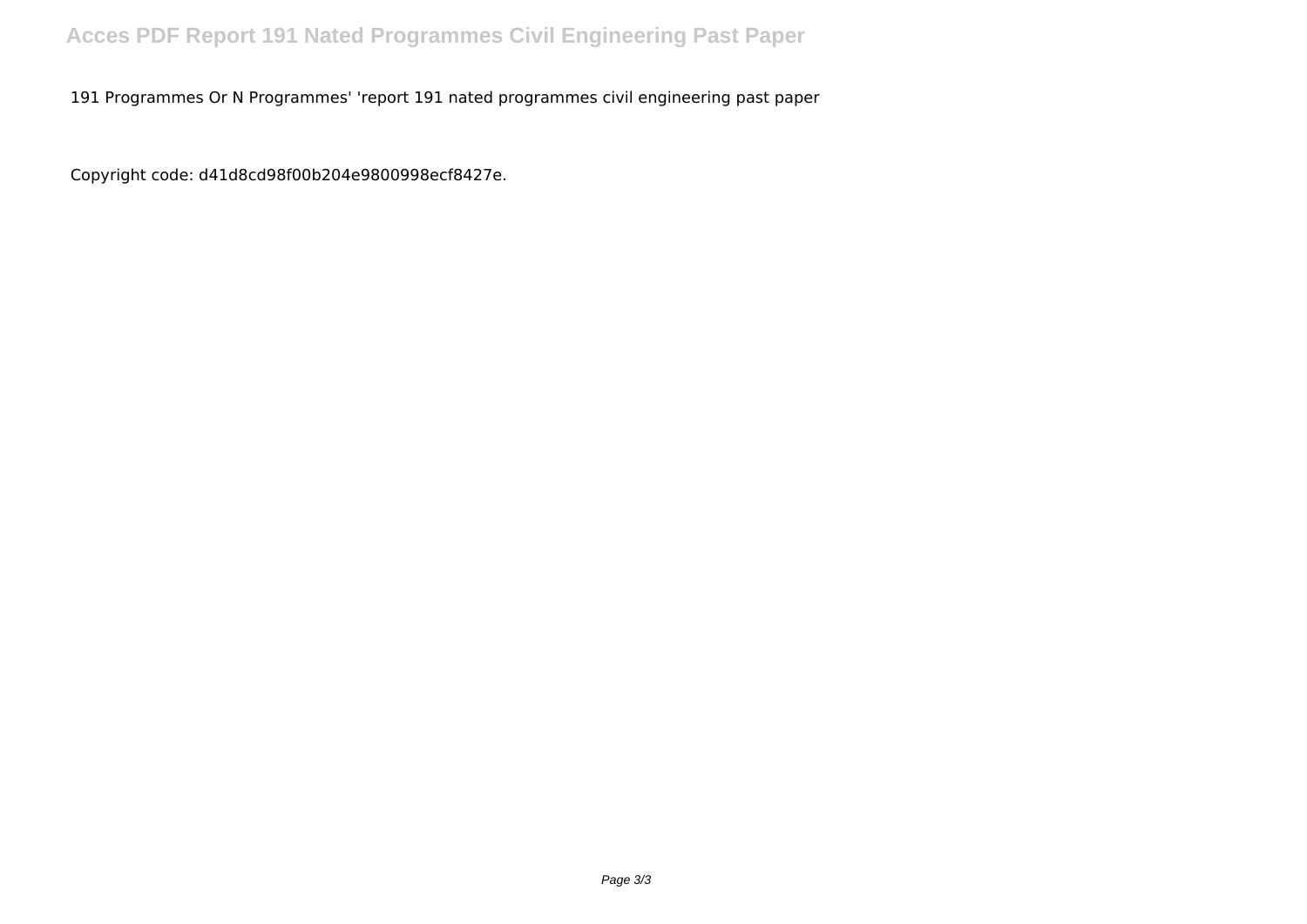191 Programmes Or N Programmes' 'report 191 nated programmes civil engineering past paper

Copyright code: d41d8cd98f00b204e9800998ecf8427e.